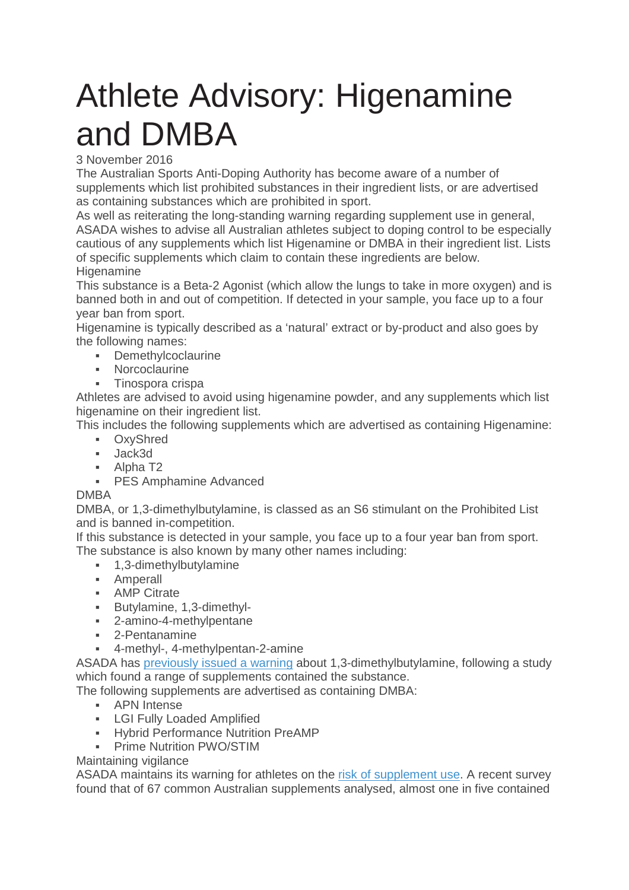# Athlete Advisory: Higenamine and DMBA

3 November 2016

The Australian Sports Anti-Doping Authority has become aware of a number of supplements which list prohibited substances in their ingredient lists, or are advertised as containing substances which are prohibited in sport.

As well as reiterating the long-standing warning regarding supplement use in general, ASADA wishes to advise all Australian athletes subject to doping control to be especially cautious of any supplements which list Higenamine or DMBA in their ingredient list. Lists of specific supplements which claim to contain these ingredients are below.

## Higenamine

This substance is a Beta-2 Agonist (which allow the lungs to take in more oxygen) and is banned both in and out of competition. If detected in your sample, you face up to a four year ban from sport.

Higenamine is typically described as a 'natural' extract or by-product and also goes by the following names:

- Demethylcoclaurine
- Norcoclaurine
- Tinospora crispa

Athletes are advised to avoid using higenamine powder, and any supplements which list higenamine on their ingredient list.

This includes the following supplements which are advertised as containing Higenamine:

- OxyShred
- Jack3d
- Alpha T2
- PES Amphamine Advanced

## DMBA

DMBA, or 1,3-dimethylbutylamine, is classed as an S6 stimulant on the Prohibited List and is banned in-competition.

If this substance is detected in your sample, you face up to a four year ban from sport.

The substance is also known by many other names including:

- 1,3-dimethylbutylamine
- Amperall
- AMP Citrate
- Butylamine, 1,3-dimethyl-
- 2-amino-4-methylpentane
- 2-Pentanamine
- 4-methyl-, 4-methylpentan-2-amine

ASADA has previously issued a warning about 1,3-dimethylbutylamine, following a study which found a range of supplements contained the substance.

The following supplements are advertised as containing DMBA:

- APN Intense
- LGI Fully Loaded Amplified
- Hybrid Performance Nutrition PreAMP
- Prime Nutrition PWO/STIM

## Maintaining vigilance

ASADA maintains its warning for athletes on the risk of supplement use. A recent survey found that of 67 common Australian supplements analysed, almost one in five contained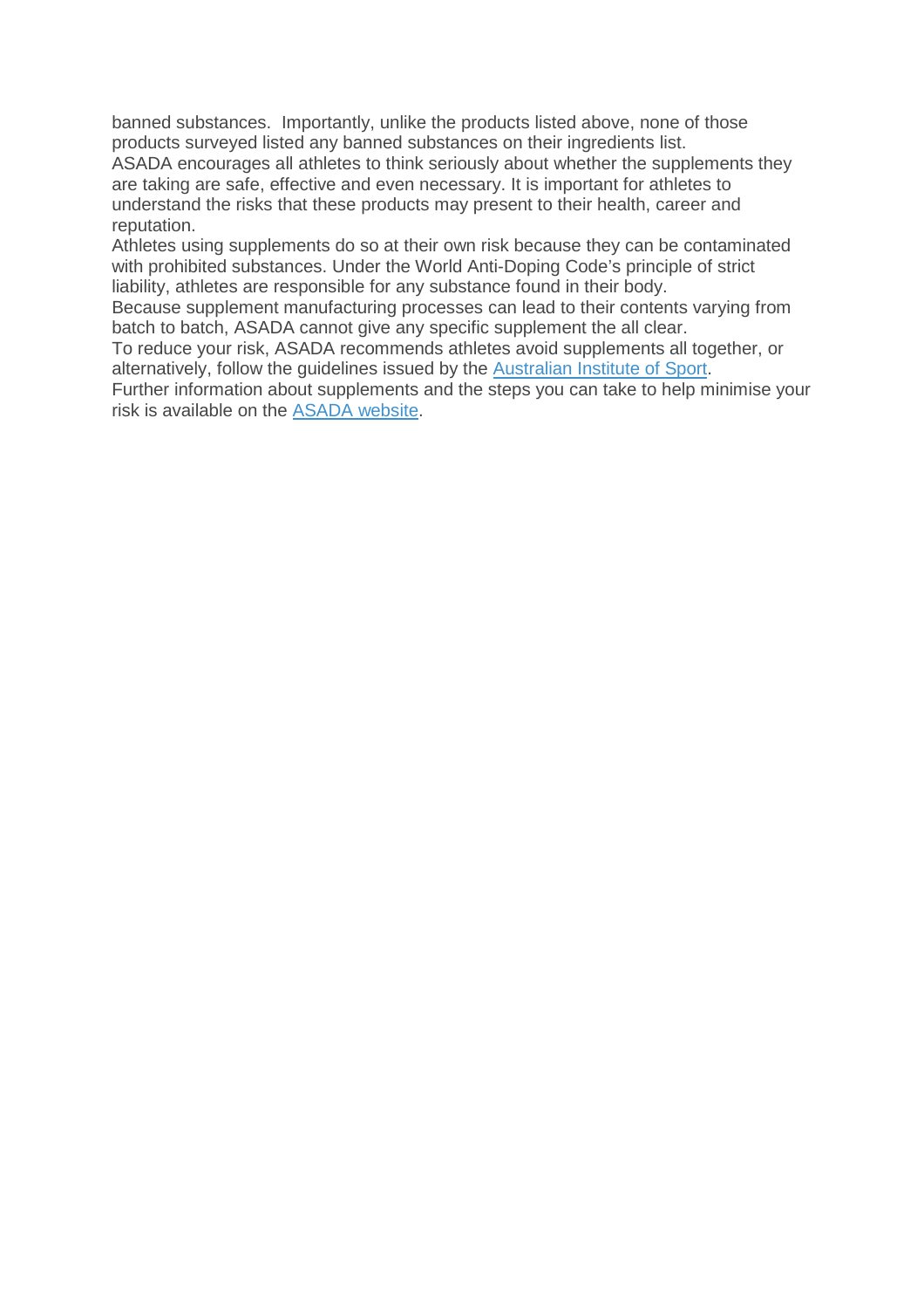banned substances. Importantly, unlike the products listed above, none of those products surveyed listed any banned substances on their ingredients list.

ASADA encourages all athletes to think seriously about whether the supplements they are taking are safe, effective and even necessary. It is important for athletes to understand the risks that these products may present to their health, career and reputation.

Athletes using supplements do so at their own risk because they can be contaminated with prohibited substances. Under the World Anti-Doping Code's principle of strict liability, athletes are responsible for any substance found in their body.

Because supplement manufacturing processes can lead to their contents varying from batch to batch, ASADA cannot give any specific supplement the all clear.

To reduce your risk, ASADA recommends athletes avoid supplements all together, or alternatively, follow the guidelines issued by the Australian Institute of Sport.

Further information about supplements and the steps you can take to help minimise your risk is available on the ASADA website.